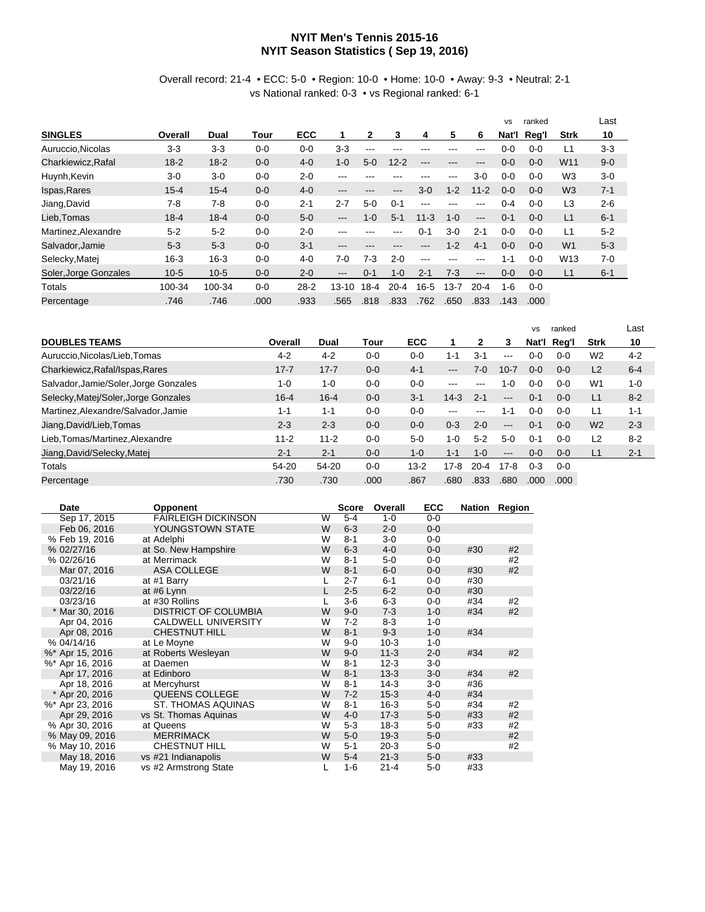# NYIT Men's Tennis 2015-16
## NYIT Season Statistics ( Sep 19, 2016)

Overall record: 21-4 • ECC: 5-0 • Region: 10-0 • Home: 10-0 • Away: 9-3 • Neutral: 2-1
vs National ranked: 0-3 • vs Regional ranked: 6-1

| SINGLES | Overall | Dual | Tour | ECC | 1 | 2 | 3 | 4 | 5 | 6 | vs Nat'l | ranked Reg'l | Strk | Last 10 |
|---|---|---|---|---|---|---|---|---|---|---|---|---|---|---|
| Auruccio,Nicolas | 3-3 | 3-3 | 0-0 | 0-0 | 3-3 | --- | --- | --- | --- | --- | 0-0 | 0-0 | L1 | 3-3 |
| Charkiewicz,Rafal | 18-2 | 18-2 | 0-0 | 4-0 | 1-0 | 5-0 | 12-2 | --- | --- | --- | 0-0 | 0-0 | W11 | 9-0 |
| Huynh,Kevin | 3-0 | 3-0 | 0-0 | 2-0 | --- | --- | --- | --- | --- | 3-0 | 0-0 | 0-0 | W3 | 3-0 |
| Ispas,Rares | 15-4 | 15-4 | 0-0 | 4-0 | --- | --- | --- | 3-0 | 1-2 | 11-2 | 0-0 | 0-0 | W3 | 7-1 |
| Jiang,David | 7-8 | 7-8 | 0-0 | 2-1 | 2-7 | 5-0 | 0-1 | --- | --- | --- | 0-4 | 0-0 | L3 | 2-6 |
| Lieb,Tomas | 18-4 | 18-4 | 0-0 | 5-0 | --- | 1-0 | 5-1 | 11-3 | 1-0 | --- | 0-1 | 0-0 | L1 | 6-1 |
| Martinez,Alexandre | 5-2 | 5-2 | 0-0 | 2-0 | --- | --- | --- | 0-1 | 3-0 | 2-1 | 0-0 | 0-0 | L1 | 5-2 |
| Salvador,Jamie | 5-3 | 5-3 | 0-0 | 3-1 | --- | --- | --- | --- | 1-2 | 4-1 | 0-0 | 0-0 | W1 | 5-3 |
| Selecky,Matej | 16-3 | 16-3 | 0-0 | 4-0 | 7-0 | 7-3 | 2-0 | --- | --- | --- | 1-1 | 0-0 | W13 | 7-0 |
| Soler,Jorge Gonzales | 10-5 | 10-5 | 0-0 | 2-0 | --- | 0-1 | 1-0 | 2-1 | 7-3 | --- | 0-0 | 0-0 | L1 | 6-1 |
| Totals | 100-34 | 100-34 | 0-0 | 28-2 | 13-10 | 18-4 | 20-4 | 16-5 | 13-7 | 20-4 | 1-6 | 0-0 | | |
| Percentage | .746 | .746 | .000 | .933 | .565 | .818 | .833 | .762 | .650 | .833 | .143 | .000 | | |

| DOUBLES TEAMS | Overall | Dual | Tour | ECC | 1 | 2 | 3 | vs Nat'l | ranked Reg'l | Strk | Last 10 |
|---|---|---|---|---|---|---|---|---|---|---|---|
| Auruccio,Nicolas/Lieb,Tomas | 4-2 | 4-2 | 0-0 | 0-0 | 1-1 | 3-1 | --- | 0-0 | 0-0 | W2 | 4-2 |
| Charkiewicz,Rafal/Ispas,Rares | 17-7 | 17-7 | 0-0 | 4-1 | --- | 7-0 | 10-7 | 0-0 | 0-0 | L2 | 6-4 |
| Salvador,Jamie/Soler,Jorge Gonzales | 1-0 | 1-0 | 0-0 | 0-0 | --- | --- | 1-0 | 0-0 | 0-0 | W1 | 1-0 |
| Selecky,Matej/Soler,Jorge Gonzales | 16-4 | 16-4 | 0-0 | 3-1 | 14-3 | 2-1 | --- | 0-1 | 0-0 | L1 | 8-2 |
| Martinez,Alexandre/Salvador,Jamie | 1-1 | 1-1 | 0-0 | 0-0 | --- | --- | 1-1 | 0-0 | 0-0 | L1 | 1-1 |
| Jiang,David/Lieb,Tomas | 2-3 | 2-3 | 0-0 | 0-0 | 0-3 | 2-0 | --- | 0-1 | 0-0 | W2 | 2-3 |
| Lieb,Tomas/Martinez,Alexandre | 11-2 | 11-2 | 0-0 | 5-0 | 1-0 | 5-2 | 5-0 | 0-1 | 0-0 | L2 | 8-2 |
| Jiang,David/Selecky,Matej | 2-1 | 2-1 | 0-0 | 1-0 | 1-1 | 1-0 | --- | 0-0 | 0-0 | L1 | 2-1 |
| Totals | 54-20 | 54-20 | 0-0 | 13-2 | 17-8 | 20-4 | 17-8 | 0-3 | 0-0 | | |
| Percentage | .730 | .730 | .000 | .867 | .680 | .833 | .680 | .000 | .000 | | |

| Date | Opponent | | Score | Overall | ECC | Nation | Region |
|---|---|---|---|---|---|---|---|
| Sep 17, 2015 | FAIRLEIGH DICKINSON | W | 5-4 | 1-0 | 0-0 | | |
| Feb 06, 2016 | YOUNGSTOWN STATE | W | 6-3 | 2-0 | 0-0 | | |
| % Feb 19, 2016 | at Adelphi | W | 8-1 | 3-0 | 0-0 | | |
| % 02/27/16 | at So. New Hampshire | W | 6-3 | 4-0 | 0-0 | #30 | #2 |
| % 02/26/16 | at Merrimack | W | 8-1 | 5-0 | 0-0 | | #2 |
| Mar 07, 2016 | ASA COLLEGE | W | 8-1 | 6-0 | 0-0 | #30 | #2 |
| 03/21/16 | at #1 Barry | L | 2-7 | 6-1 | 0-0 | #30 | |
| 03/22/16 | at #6 Lynn | L | 2-5 | 6-2 | 0-0 | #30 | |
| 03/23/16 | at #30 Rollins | L | 3-6 | 6-3 | 0-0 | #34 | #2 |
| * Mar 30, 2016 | DISTRICT OF COLUMBIA | W | 9-0 | 7-3 | 1-0 | #34 | #2 |
| Apr 04, 2016 | CALDWELL UNIVERSITY | W | 7-2 | 8-3 | 1-0 | | |
| Apr 08, 2016 | CHESTNUT HILL | W | 8-1 | 9-3 | 1-0 | #34 | |
| % 04/14/16 | at Le Moyne | W | 9-0 | 10-3 | 1-0 | | |
| %* Apr 15, 2016 | at Roberts Wesleyan | W | 9-0 | 11-3 | 2-0 | #34 | #2 |
| %* Apr 16, 2016 | at Daemen | W | 8-1 | 12-3 | 3-0 | | |
| Apr 17, 2016 | at Edinboro | W | 8-1 | 13-3 | 3-0 | #34 | #2 |
| Apr 18, 2016 | at Mercyhurst | W | 8-1 | 14-3 | 3-0 | #36 | |
| * Apr 20, 2016 | QUEENS COLLEGE | W | 7-2 | 15-3 | 4-0 | #34 | |
| %* Apr 23, 2016 | ST. THOMAS AQUINAS | W | 8-1 | 16-3 | 5-0 | #34 | #2 |
| Apr 29, 2016 | vs St. Thomas Aquinas | W | 4-0 | 17-3 | 5-0 | #33 | #2 |
| % Apr 30, 2016 | at Queens | W | 5-3 | 18-3 | 5-0 | #33 | #2 |
| % May 09, 2016 | MERRIMACK | W | 5-0 | 19-3 | 5-0 | | #2 |
| % May 10, 2016 | CHESTNUT HILL | W | 5-1 | 20-3 | 5-0 | | #2 |
| May 18, 2016 | vs #21 Indianapolis | W | 5-4 | 21-3 | 5-0 | #33 | |
| May 19, 2016 | vs #2 Armstrong State | L | 1-6 | 21-4 | 5-0 | #33 | |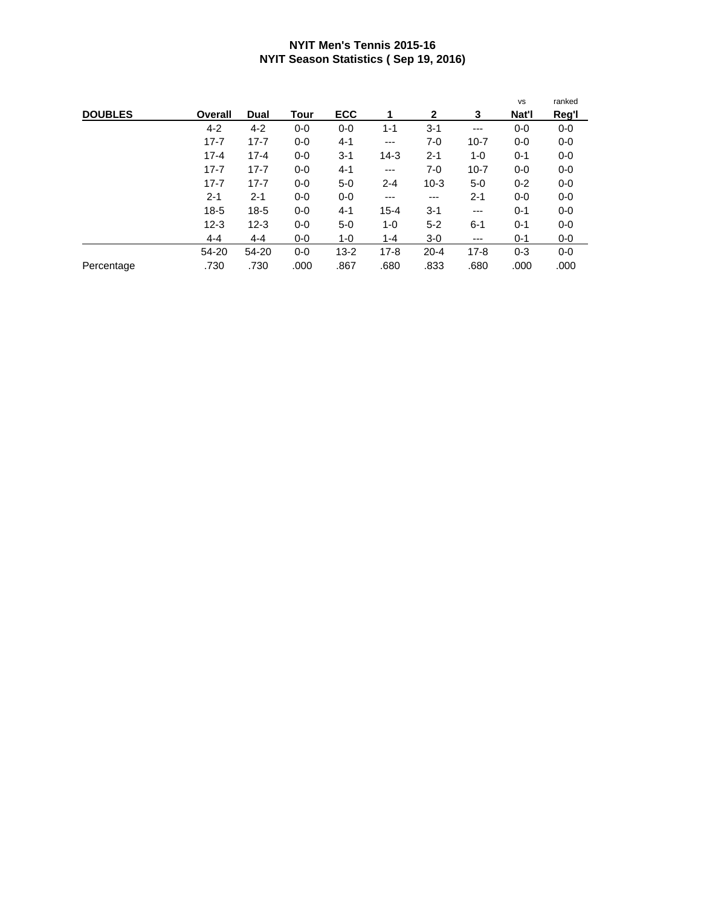# NYIT Men's Tennis 2015-16
## NYIT Season Statistics ( Sep 19, 2016)

| DOUBLES | Overall | Dual | Tour | ECC | 1 | 2 | 3 | vs Nat'l | ranked Reg'l |
|---|---|---|---|---|---|---|---|---|---|
| | 4-2 | 4-2 | 0-0 | 0-0 | 1-1 | 3-1 | --- | 0-0 | 0-0 |
| | 17-7 | 17-7 | 0-0 | 4-1 | --- | 7-0 | 10-7 | 0-0 | 0-0 |
| | 17-4 | 17-4 | 0-0 | 3-1 | 14-3 | 2-1 | 1-0 | 0-1 | 0-0 |
| | 17-7 | 17-7 | 0-0 | 4-1 | --- | 7-0 | 10-7 | 0-0 | 0-0 |
| | 17-7 | 17-7 | 0-0 | 5-0 | 2-4 | 10-3 | 5-0 | 0-2 | 0-0 |
| | 2-1 | 2-1 | 0-0 | 0-0 | --- | --- | 2-1 | 0-0 | 0-0 |
| | 18-5 | 18-5 | 0-0 | 4-1 | 15-4 | 3-1 | --- | 0-1 | 0-0 |
| | 12-3 | 12-3 | 0-0 | 5-0 | 1-0 | 5-2 | 6-1 | 0-1 | 0-0 |
| | 4-4 | 4-4 | 0-0 | 1-0 | 1-4 | 3-0 | --- | 0-1 | 0-0 |
| | 54-20 | 54-20 | 0-0 | 13-2 | 17-8 | 20-4 | 17-8 | 0-3 | 0-0 |
| Percentage | .730 | .730 | .000 | .867 | .680 | .833 | .680 | .000 | .000 |